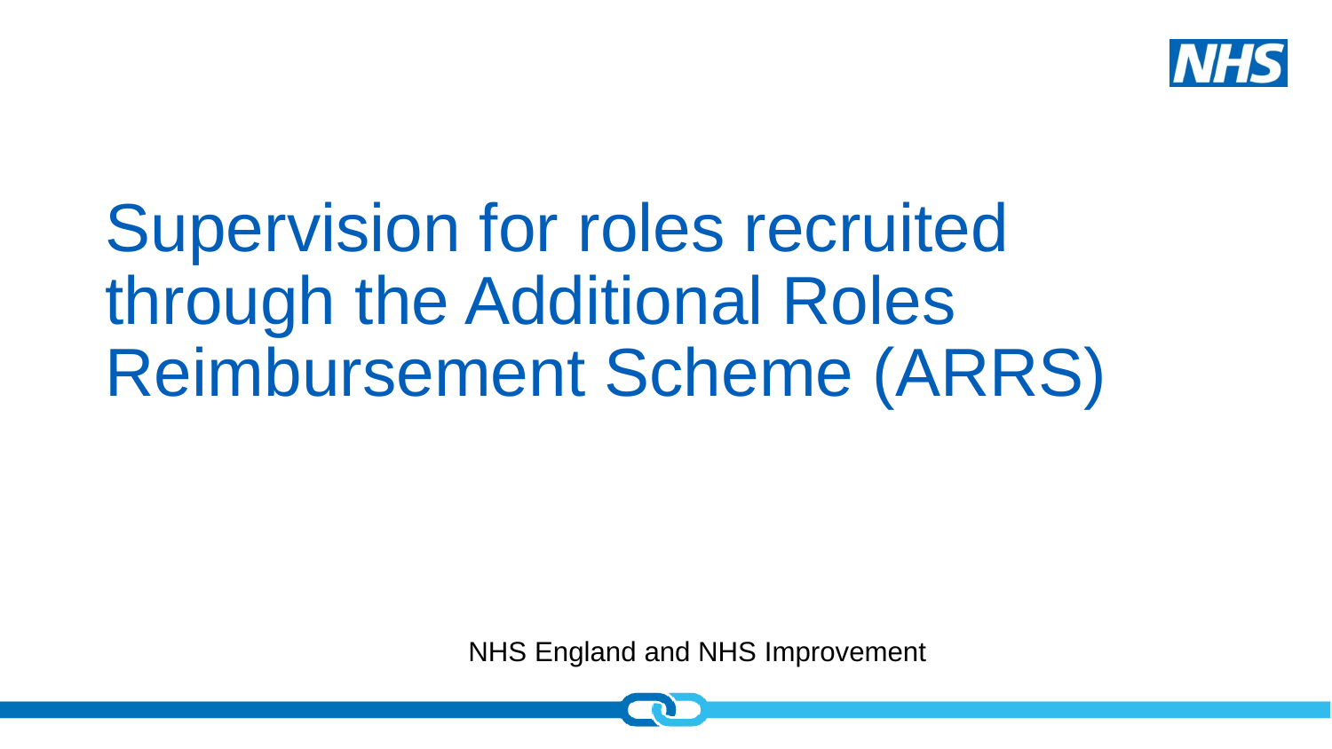# Supervision for roles recruited through the Additional Roles Reimbursement Scheme (ARRS)

NHS England and NHS Improvement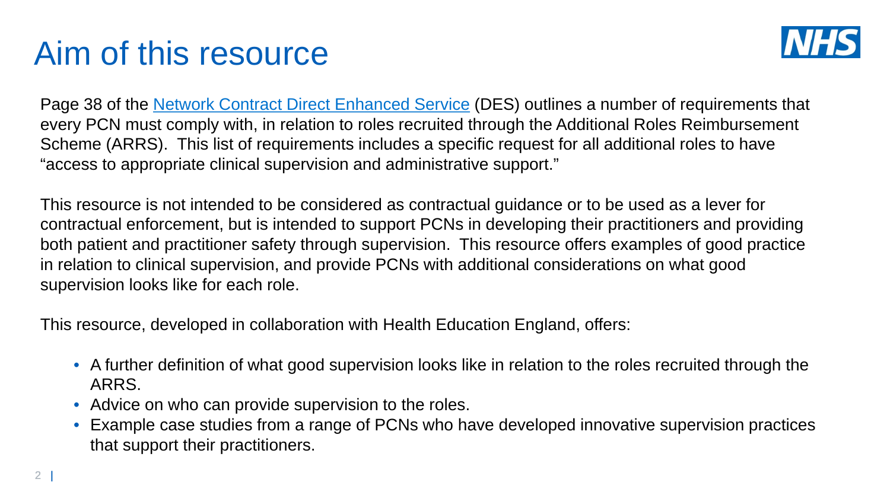# Aim of this resource

Page 38 of the [Network Contract Direct Enhanced Service](#) (DES) outlines a number of requirements that every PCN must comply with, in relation to roles recruited through the Additional Roles Reimbursement Scheme (ARRS). This list of requirements includes a specific request for all additional roles to have "access to appropriate clinical supervision and administrative support."

This resource is not intended to be considered as contractual guidance or to be used as a lever for contractual enforcement, but is intended to support PCNs in developing their practitioners and providing both patient and practitioner safety through supervision. This resource offers examples of good practice in relation to clinical supervision, and provide PCNs with additional considerations on what good supervision looks like for each role.

This resource, developed in collaboration with Health Education England, offers:

- A further definition of what good supervision looks like in relation to the roles recruited through the ARRS.
- Advice on who can provide supervision to the roles.
- Example case studies from a range of PCNs who have developed innovative supervision practices that support their practitioners.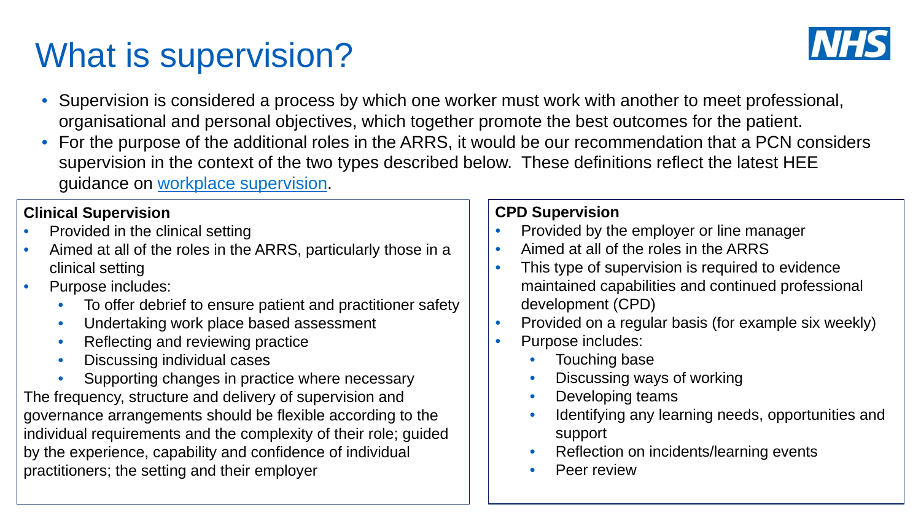# What is supervision?

- Supervision is considered a process by which one worker must work with another to meet professional, organisational and personal objectives, which together promote the best outcomes for the patient.
- For the purpose of the additional roles in the ARRS, it would be our recommendation that a PCN considers supervision in the context of the two types described below. These definitions reflect the latest HEE guidance on workplace supervision.

**Clinical Supervision**

- Provided in the clinical setting
- Aimed at all of the roles in the ARRS, particularly those in a clinical setting
- Purpose includes:
  - To offer debrief to ensure patient and practitioner safety
  - Undertaking work place based assessment
  - Reflecting and reviewing practice
  - Discussing individual cases
  - Supporting changes in practice where necessary

The frequency, structure and delivery of supervision and governance arrangements should be flexible according to the individual requirements and the complexity of their role; guided by the experience, capability and confidence of individual practitioners; the setting and their employer

**CPD Supervision**

- Provided by the employer or line manager
- Aimed at all of the roles in the ARRS
- This type of supervision is required to evidence maintained capabilities and continued professional development (CPD)
- Provided on a regular basis (for example six weekly)
- Purpose includes:
  - Touching base
  - Discussing ways of working
  - Developing teams
  - Identifying any learning needs, opportunities and support
  - Reflection on incidents/learning events
  - Peer review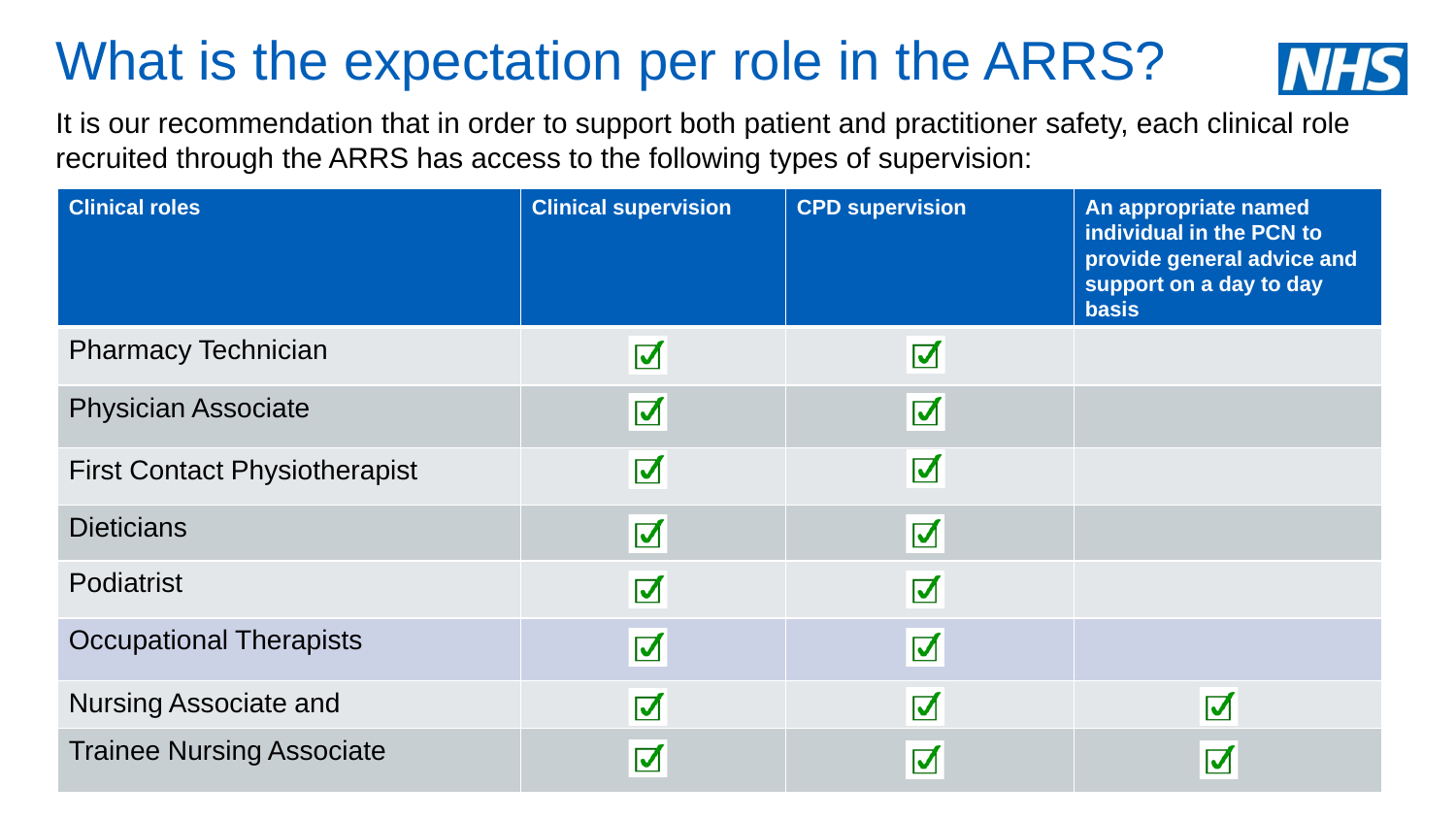# What is the expectation per role in the ARRS?

It is our recommendation that in order to support both patient and practitioner safety, each clinical role recruited through the ARRS has access to the following types of supervision:

| Clinical roles | Clinical supervision | CPD supervision | An appropriate named individual in the PCN to provide general advice and support on a day to day basis |
|---|---|---|---|
| Pharmacy Technician | ☑ | ☑ | |
| Physician Associate | ☑ | ☑ | |
| First Contact Physiotherapist | ☑ | ☑ | |
| Dieticians | ☑ | ☑ | |
| Podiatrist | ☑ | ☑ | |
| Occupational Therapists | ☑ | ☑ | |
| Nursing Associate and | ☑ | ☑ | ☑ |
| Trainee Nursing Associate | ☑ | ☑ | ☑ |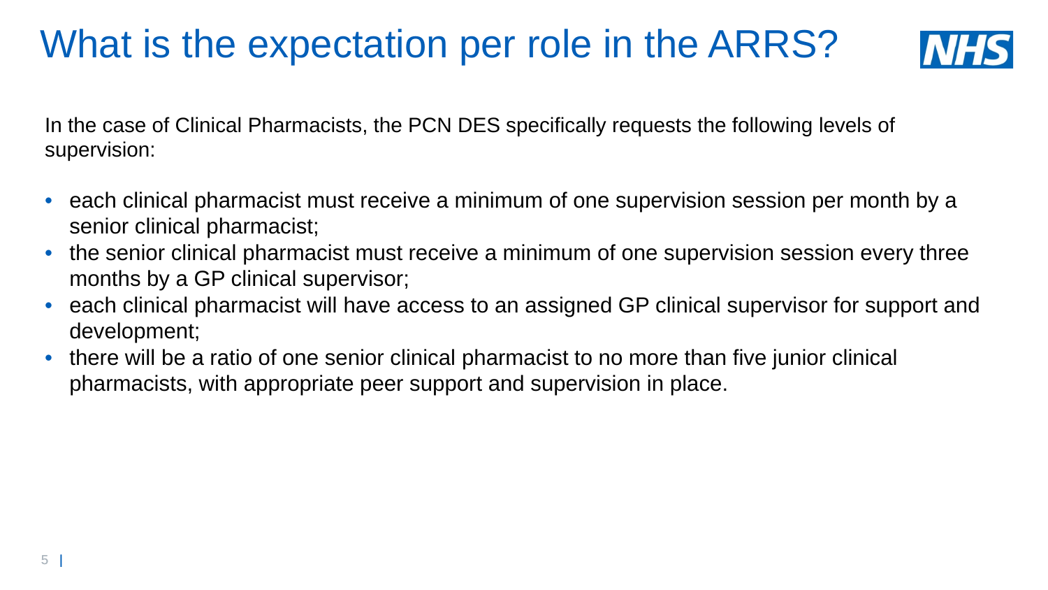# What is the expectation per role in the ARRS?

In the case of Clinical Pharmacists, the PCN DES specifically requests the following levels of supervision:

- each clinical pharmacist must receive a minimum of one supervision session per month by a senior clinical pharmacist;
- the senior clinical pharmacist must receive a minimum of one supervision session every three months by a GP clinical supervisor;
- each clinical pharmacist will have access to an assigned GP clinical supervisor for support and development;
- there will be a ratio of one senior clinical pharmacist to no more than five junior clinical pharmacists, with appropriate peer support and supervision in place.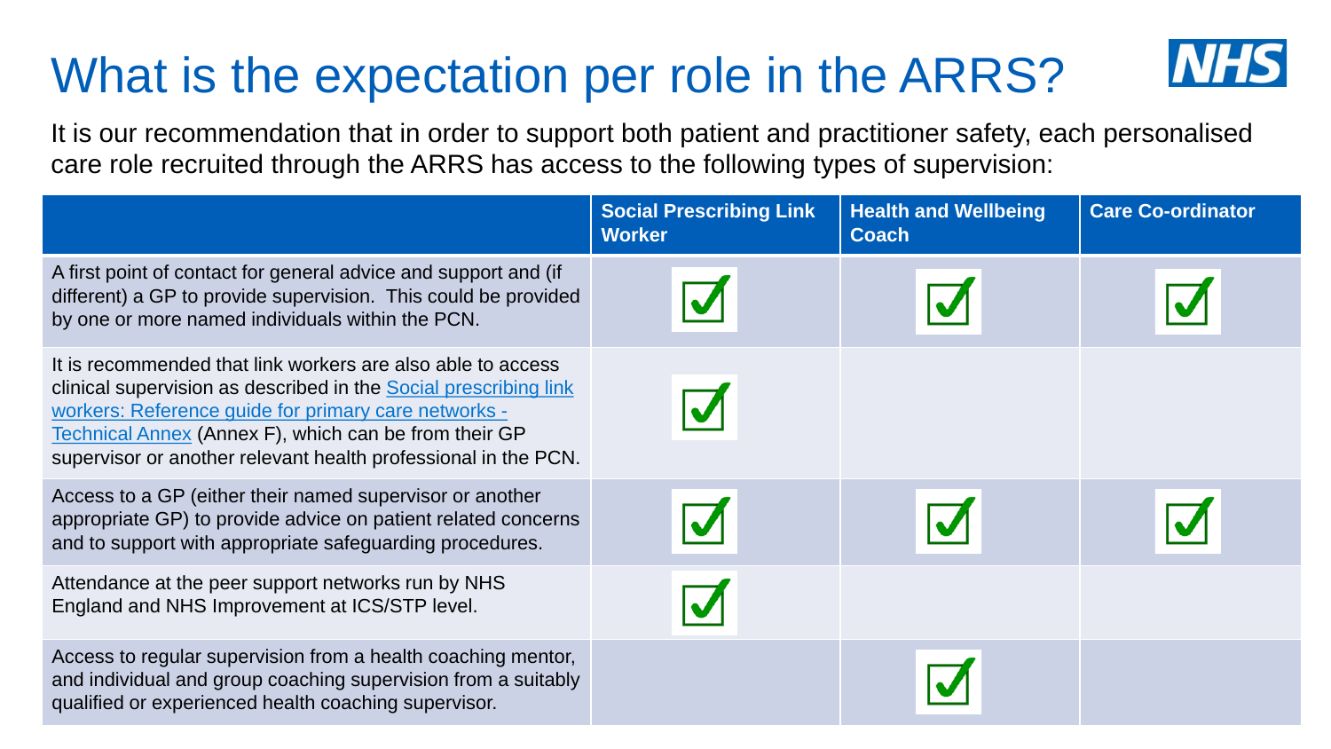# What is the expectation per role in the ARRS?

It is our recommendation that in order to support both patient and practitioner safety, each personalised care role recruited through the ARRS has access to the following types of supervision:

| | Social Prescribing Link Worker | Health and Wellbeing Coach | Care Co-ordinator |
|---|---|---|---|
| A first point of contact for general advice and support and (if different) a GP to provide supervision. This could be provided by one or more named individuals within the PCN. | ✓ | ✓ | ✓ |
| It is recommended that link workers are also able to access clinical supervision as described in the [Social prescribing link workers: Reference guide for primary care networks - Technical Annex]() (Annex F), which can be from their GP supervisor or another relevant health professional in the PCN. | ✓ | | |
| Access to a GP (either their named supervisor or another appropriate GP) to provide advice on patient related concerns and to support with appropriate safeguarding procedures. | ✓ | ✓ | ✓ |
| Attendance at the peer support networks run by NHS England and NHS Improvement at ICS/STP level. | ✓ | | |
| Access to regular supervision from a health coaching mentor, and individual and group coaching supervision from a suitably qualified or experienced health coaching supervisor. | | ✓ | |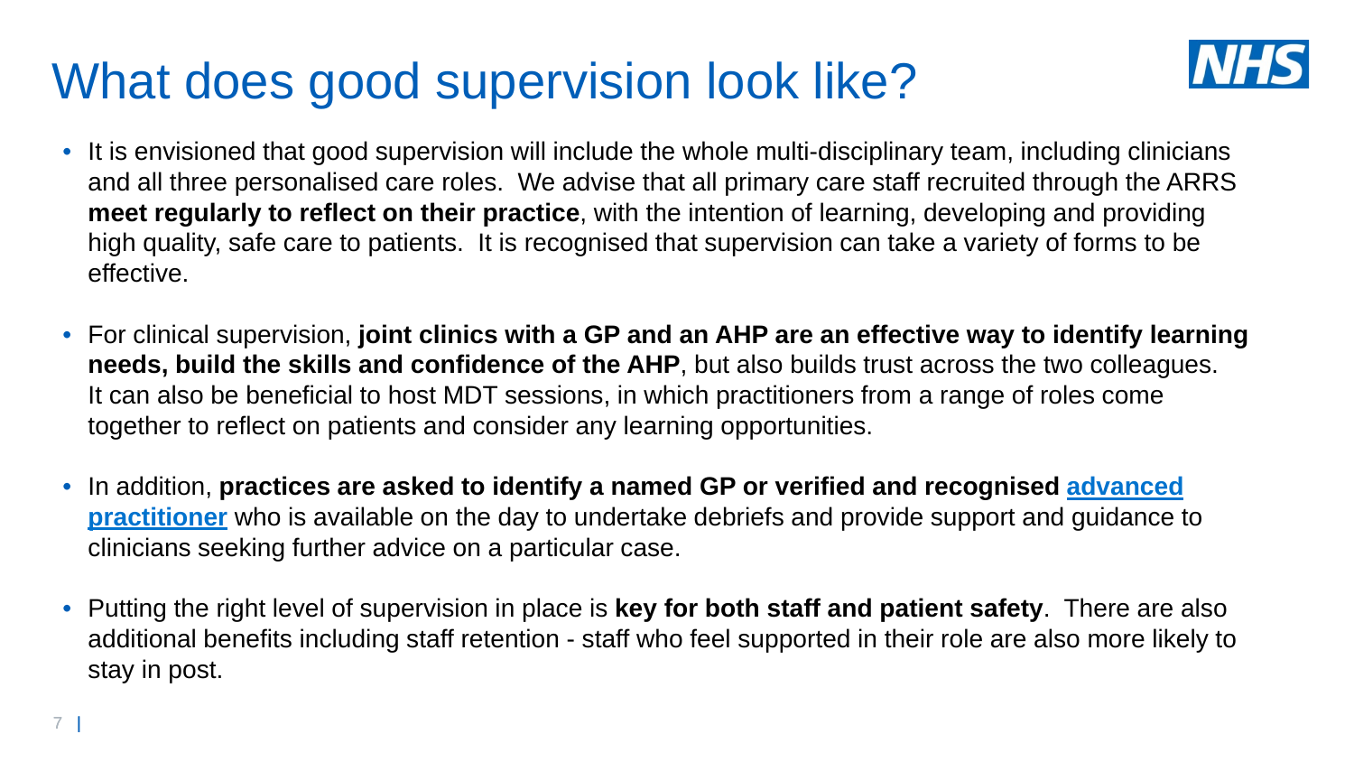# What does good supervision look like?

- It is envisioned that good supervision will include the whole multi-disciplinary team, including clinicians and all three personalised care roles. We advise that all primary care staff recruited through the ARRS **meet regularly to reflect on their practice**, with the intention of learning, developing and providing high quality, safe care to patients. It is recognised that supervision can take a variety of forms to be effective.

- For clinical supervision, **joint clinics with a GP and an AHP are an effective way to identify learning needs, build the skills and confidence of the AHP**, but also builds trust across the two colleagues. It can also be beneficial to host MDT sessions, in which practitioners from a range of roles come together to reflect on patients and consider any learning opportunities.

- In addition, **practices are asked to identify a named GP or verified and recognised [advanced practitioner]** who is available on the day to undertake debriefs and provide support and guidance to clinicians seeking further advice on a particular case.

- Putting the right level of supervision in place is **key for both staff and patient safety**. There are also additional benefits including staff retention - staff who feel supported in their role are also more likely to stay in post.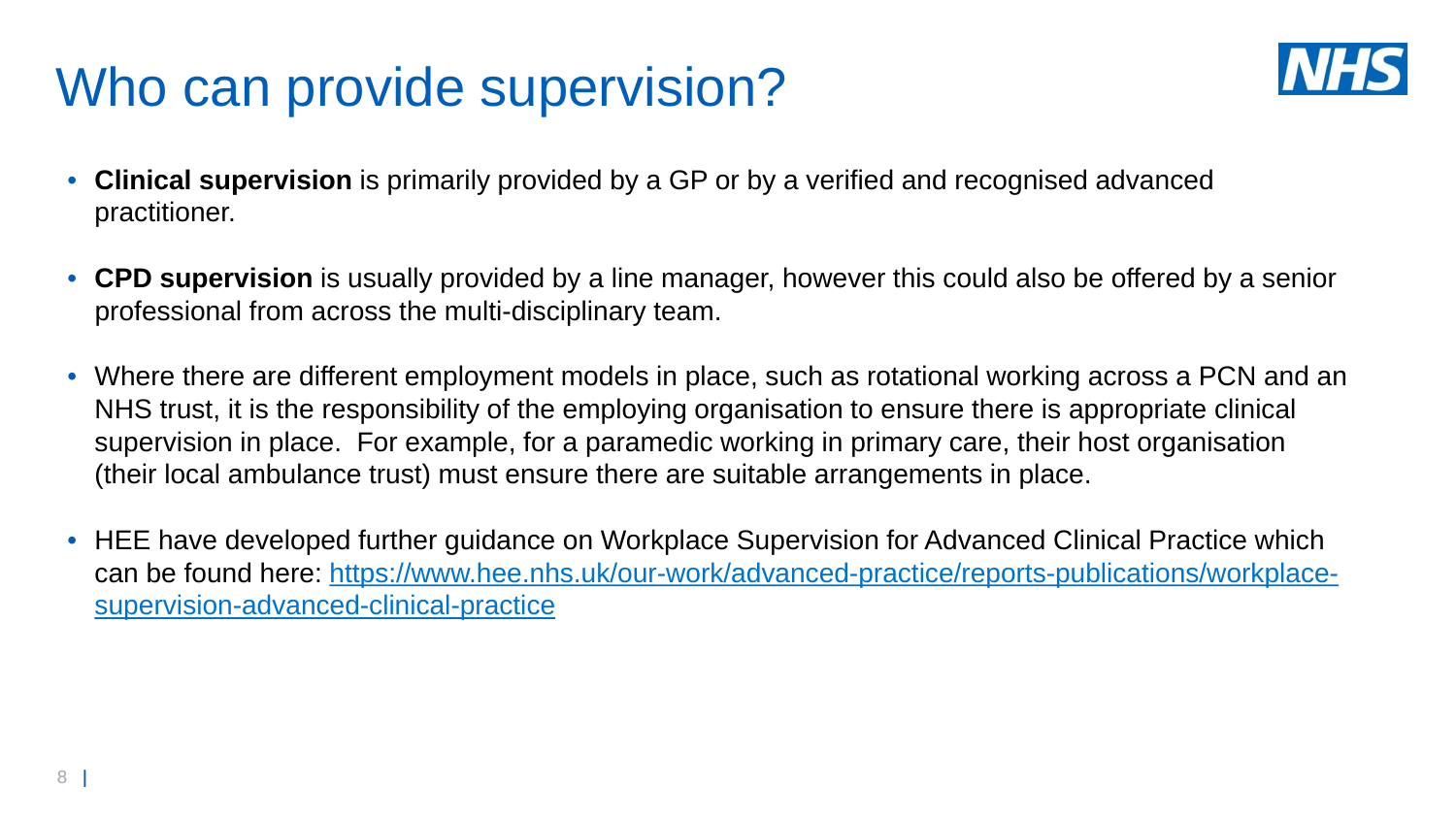# Who can provide supervision?

- **Clinical supervision** is primarily provided by a GP or by a verified and recognised advanced practitioner.

- **CPD supervision** is usually provided by a line manager, however this could also be offered by a senior professional from across the multi-disciplinary team.

- Where there are different employment models in place, such as rotational working across a PCN and an NHS trust, it is the responsibility of the employing organisation to ensure there is appropriate clinical supervision in place. For example, for a paramedic working in primary care, their host organisation (their local ambulance trust) must ensure there are suitable arrangements in place.

- HEE have developed further guidance on Workplace Supervision for Advanced Clinical Practice which can be found here: [https://www.hee.nhs.uk/our-work/advanced-practice/reports-publications/workplace-supervision-advanced-clinical-practice](https://www.hee.nhs.uk/our-work/advanced-practice/reports-publications/workplace-supervision-advanced-clinical-practice)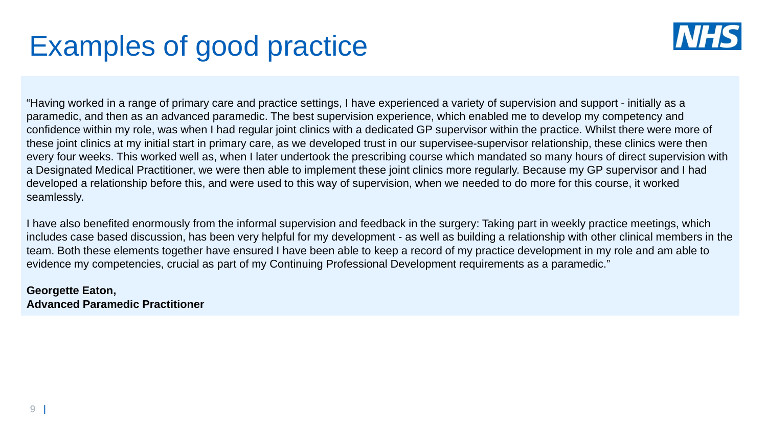# Examples of good practice

"Having worked in a range of primary care and practice settings, I have experienced a variety of supervision and support - initially as a paramedic, and then as an advanced paramedic. The best supervision experience, which enabled me to develop my competency and confidence within my role, was when I had regular joint clinics with a dedicated GP supervisor within the practice. Whilst there were more of these joint clinics at my initial start in primary care, as we developed trust in our supervisee-supervisor relationship, these clinics were then every four weeks. This worked well as, when I later undertook the prescribing course which mandated so many hours of direct supervision with a Designated Medical Practitioner, we were then able to implement these joint clinics more regularly. Because my GP supervisor and I had developed a relationship before this, and were used to this way of supervision, when we needed to do more for this course, it worked seamlessly.

I have also benefited enormously from the informal supervision and feedback in the surgery: Taking part in weekly practice meetings, which includes case based discussion, has been very helpful for my development - as well as building a relationship with other clinical members in the team. Both these elements together have ensured I have been able to keep a record of my practice development in my role and am able to evidence my competencies, crucial as part of my Continuing Professional Development requirements as a paramedic."

**Georgette Eaton,**
**Advanced Paramedic Practitioner**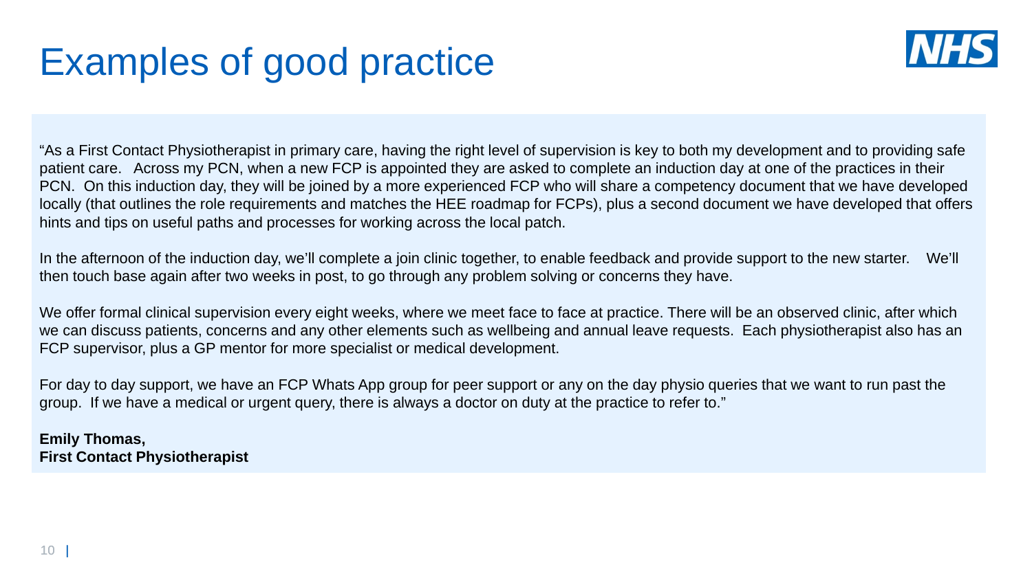# Examples of good practice

"As a First Contact Physiotherapist in primary care, having the right level of supervision is key to both my development and to providing safe patient care. Across my PCN, when a new FCP is appointed they are asked to complete an induction day at one of the practices in their PCN. On this induction day, they will be joined by a more experienced FCP who will share a competency document that we have developed locally (that outlines the role requirements and matches the HEE roadmap for FCPs), plus a second document we have developed that offers hints and tips on useful paths and processes for working across the local patch.

In the afternoon of the induction day, we'll complete a join clinic together, to enable feedback and provide support to the new starter. We'll then touch base again after two weeks in post, to go through any problem solving or concerns they have.

We offer formal clinical supervision every eight weeks, where we meet face to face at practice. There will be an observed clinic, after which we can discuss patients, concerns and any other elements such as wellbeing and annual leave requests. Each physiotherapist also has an FCP supervisor, plus a GP mentor for more specialist or medical development.

For day to day support, we have an FCP Whats App group for peer support or any on the day physio queries that we want to run past the group. If we have a medical or urgent query, there is always a doctor on duty at the practice to refer to."

**Emily Thomas,**
**First Contact Physiotherapist**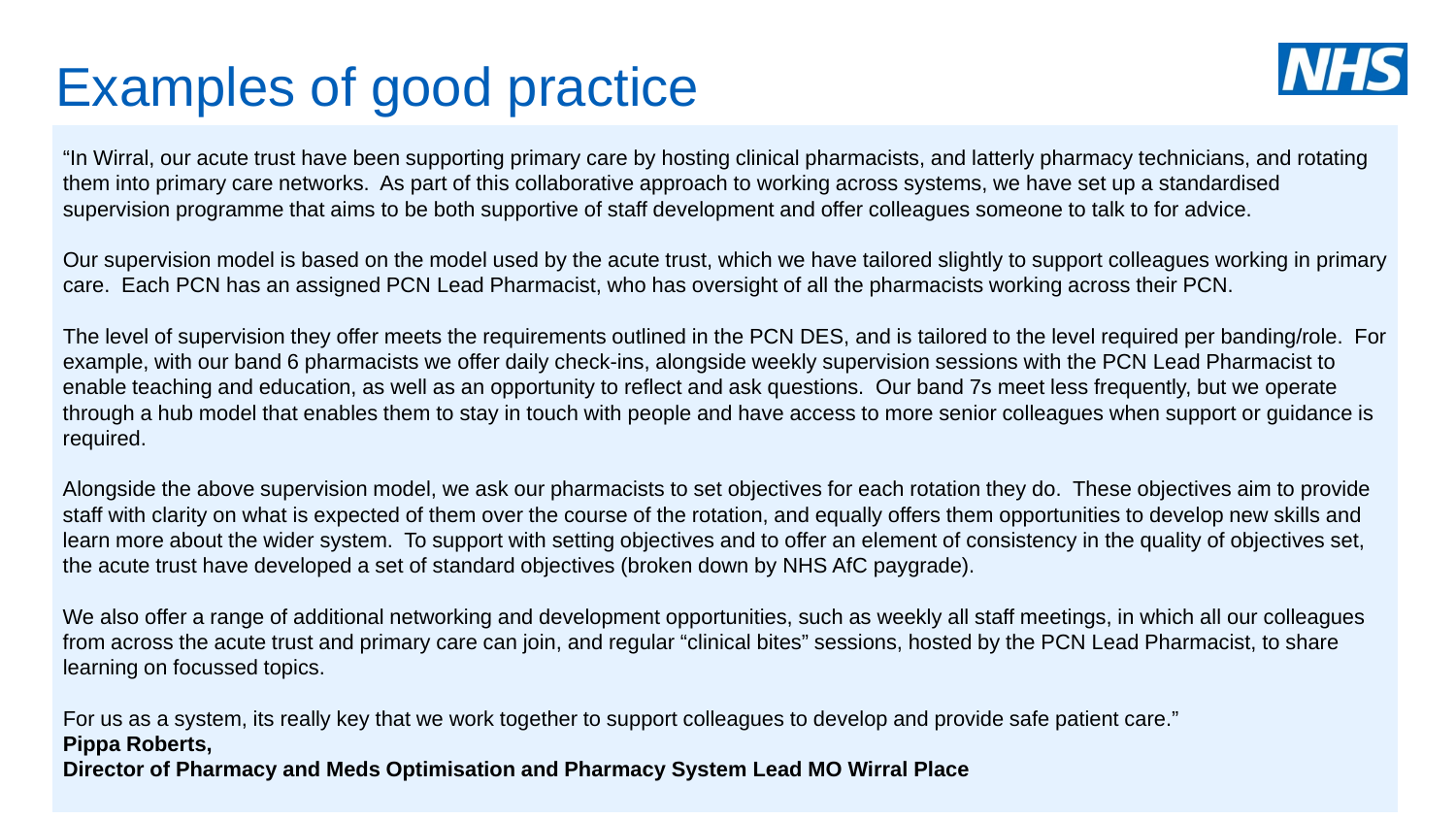# Examples of good practice

"In Wirral, our acute trust have been supporting primary care by hosting clinical pharmacists, and latterly pharmacy technicians, and rotating them into primary care networks. As part of this collaborative approach to working across systems, we have set up a standardised supervision programme that aims to be both supportive of staff development and offer colleagues someone to talk to for advice.

Our supervision model is based on the model used by the acute trust, which we have tailored slightly to support colleagues working in primary care. Each PCN has an assigned PCN Lead Pharmacist, who has oversight of all the pharmacists working across their PCN.

The level of supervision they offer meets the requirements outlined in the PCN DES, and is tailored to the level required per banding/role. For example, with our band 6 pharmacists we offer daily check-ins, alongside weekly supervision sessions with the PCN Lead Pharmacist to enable teaching and education, as well as an opportunity to reflect and ask questions. Our band 7s meet less frequently, but we operate through a hub model that enables them to stay in touch with people and have access to more senior colleagues when support or guidance is required.

Alongside the above supervision model, we ask our pharmacists to set objectives for each rotation they do. These objectives aim to provide staff with clarity on what is expected of them over the course of the rotation, and equally offers them opportunities to develop new skills and learn more about the wider system. To support with setting objectives and to offer an element of consistency in the quality of objectives set, the acute trust have developed a set of standard objectives (broken down by NHS AfC paygrade).

We also offer a range of additional networking and development opportunities, such as weekly all staff meetings, in which all our colleagues from across the acute trust and primary care can join, and regular "clinical bites" sessions, hosted by the PCN Lead Pharmacist, to share learning on focussed topics.

For us as a system, its really key that we work together to support colleagues to develop and provide safe patient care."

**Pippa Roberts,**
**Director of Pharmacy and Meds Optimisation and Pharmacy System Lead MO Wirral Place**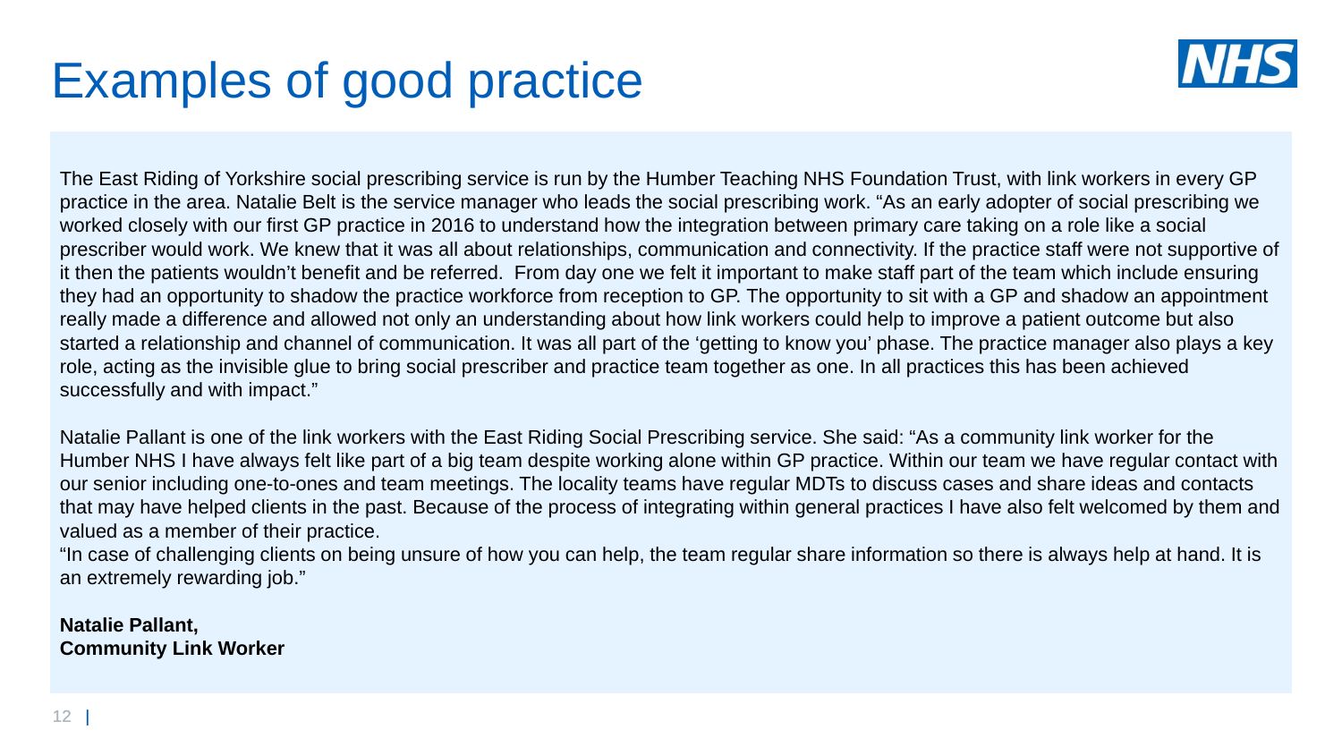# Examples of good practice

The East Riding of Yorkshire social prescribing service is run by the Humber Teaching NHS Foundation Trust, with link workers in every GP practice in the area. Natalie Belt is the service manager who leads the social prescribing work. "As an early adopter of social prescribing we worked closely with our first GP practice in 2016 to understand how the integration between primary care taking on a role like a social prescriber would work. We knew that it was all about relationships, communication and connectivity. If the practice staff were not supportive of it then the patients wouldn't benefit and be referred. From day one we felt it important to make staff part of the team which include ensuring they had an opportunity to shadow the practice workforce from reception to GP. The opportunity to sit with a GP and shadow an appointment really made a difference and allowed not only an understanding about how link workers could help to improve a patient outcome but also started a relationship and channel of communication. It was all part of the 'getting to know you' phase. The practice manager also plays a key role, acting as the invisible glue to bring social prescriber and practice team together as one. In all practices this has been achieved successfully and with impact."

Natalie Pallant is one of the link workers with the East Riding Social Prescribing service. She said: "As a community link worker for the Humber NHS I have always felt like part of a big team despite working alone within GP practice. Within our team we have regular contact with our senior including one-to-ones and team meetings. The locality teams have regular MDTs to discuss cases and share ideas and contacts that may have helped clients in the past. Because of the process of integrating within general practices I have also felt welcomed by them and valued as a member of their practice.

"In case of challenging clients on being unsure of how you can help, the team regular share information so there is always help at hand. It is an extremely rewarding job."

**Natalie Pallant,**
**Community Link Worker**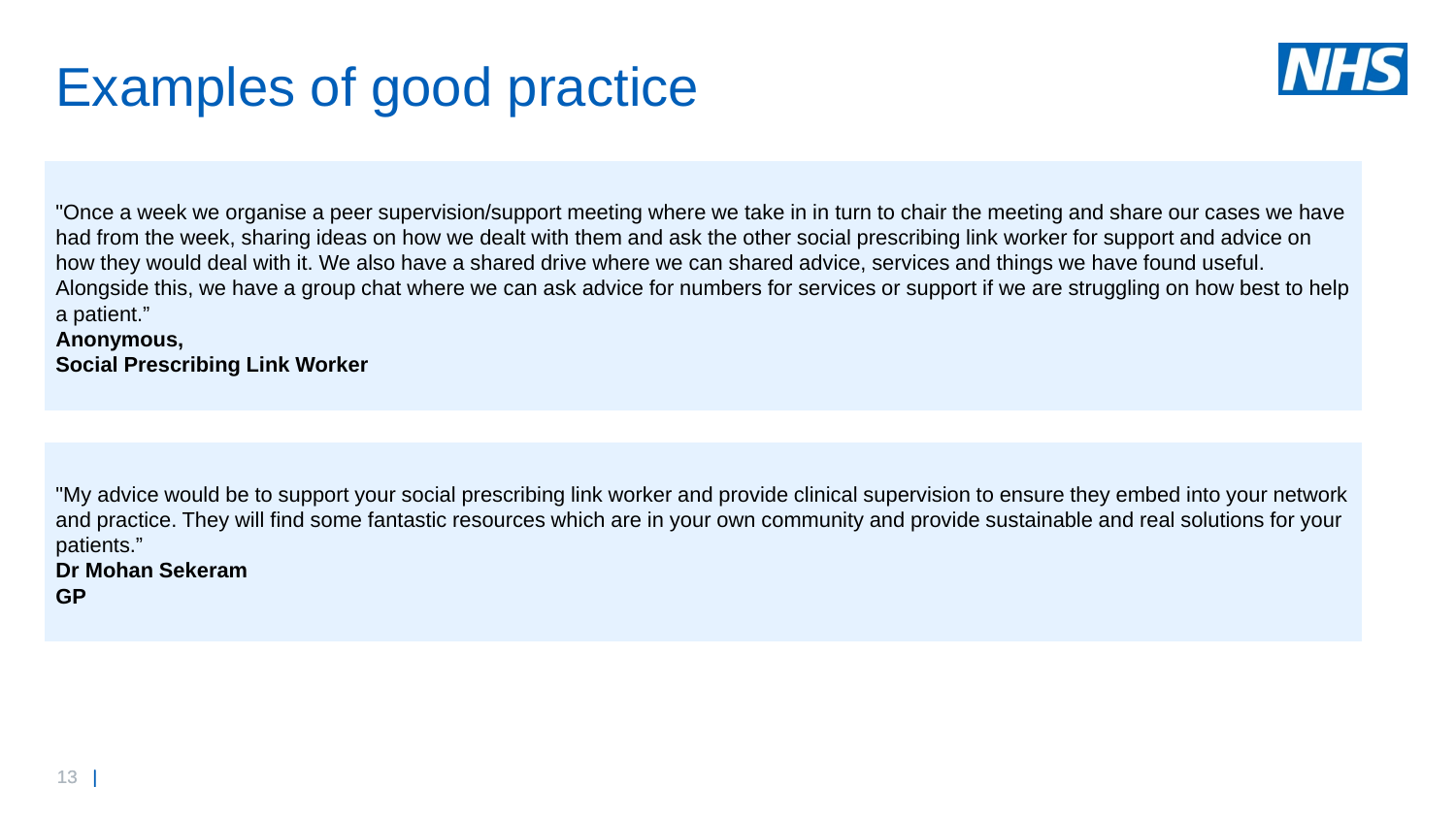# Examples of good practice

"Once a week we organise a peer supervision/support meeting where we take in in turn to chair the meeting and share our cases we have had from the week, sharing ideas on how we dealt with them and ask the other social prescribing link worker for support and advice on how they would deal with it. We also have a shared drive where we can shared advice, services and things we have found useful. Alongside this, we have a group chat where we can ask advice for numbers for services or support if we are struggling on how best to help a patient."
**Anonymous,**
**Social Prescribing Link Worker**

"My advice would be to support your social prescribing link worker and provide clinical supervision to ensure they embed into your network and practice. They will find some fantastic resources which are in your own community and provide sustainable and real solutions for your patients."
**Dr Mohan Sekeram**
**GP**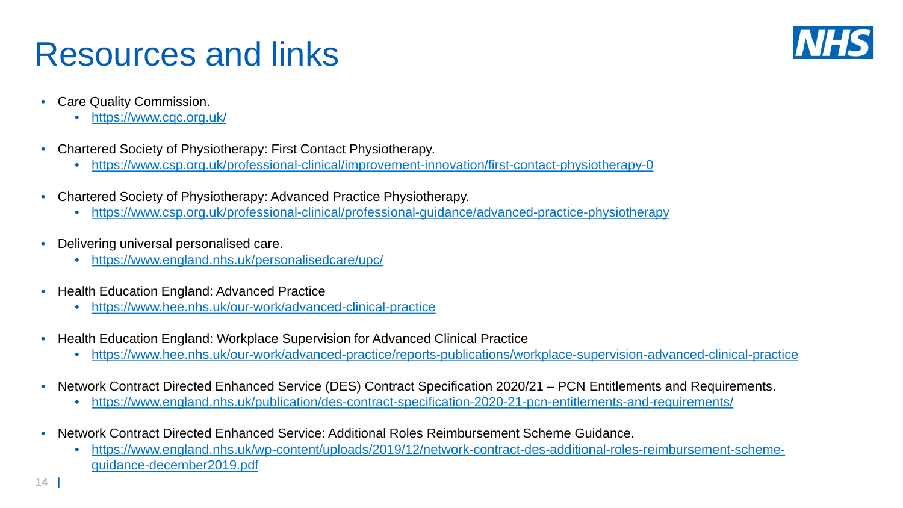# Resources and links

- Care Quality Commission.
  - https://www.cqc.org.uk/
- Chartered Society of Physiotherapy: First Contact Physiotherapy.
  - https://www.csp.org.uk/professional-clinical/improvement-innovation/first-contact-physiotherapy-0
- Chartered Society of Physiotherapy: Advanced Practice Physiotherapy.
  - https://www.csp.org.uk/professional-clinical/professional-guidance/advanced-practice-physiotherapy
- Delivering universal personalised care.
  - https://www.england.nhs.uk/personalisedcare/upc/
- Health Education England: Advanced Practice
  - https://www.hee.nhs.uk/our-work/advanced-clinical-practice
- Health Education England: Workplace Supervision for Advanced Clinical Practice
  - https://www.hee.nhs.uk/our-work/advanced-practice/reports-publications/workplace-supervision-advanced-clinical-practice
- Network Contract Directed Enhanced Service (DES) Contract Specification 2020/21 – PCN Entitlements and Requirements.
  - https://www.england.nhs.uk/publication/des-contract-specification-2020-21-pcn-entitlements-and-requirements/
- Network Contract Directed Enhanced Service: Additional Roles Reimbursement Scheme Guidance.
  - https://www.england.nhs.uk/wp-content/uploads/2019/12/network-contract-des-additional-roles-reimbursement-scheme-guidance-december2019.pdf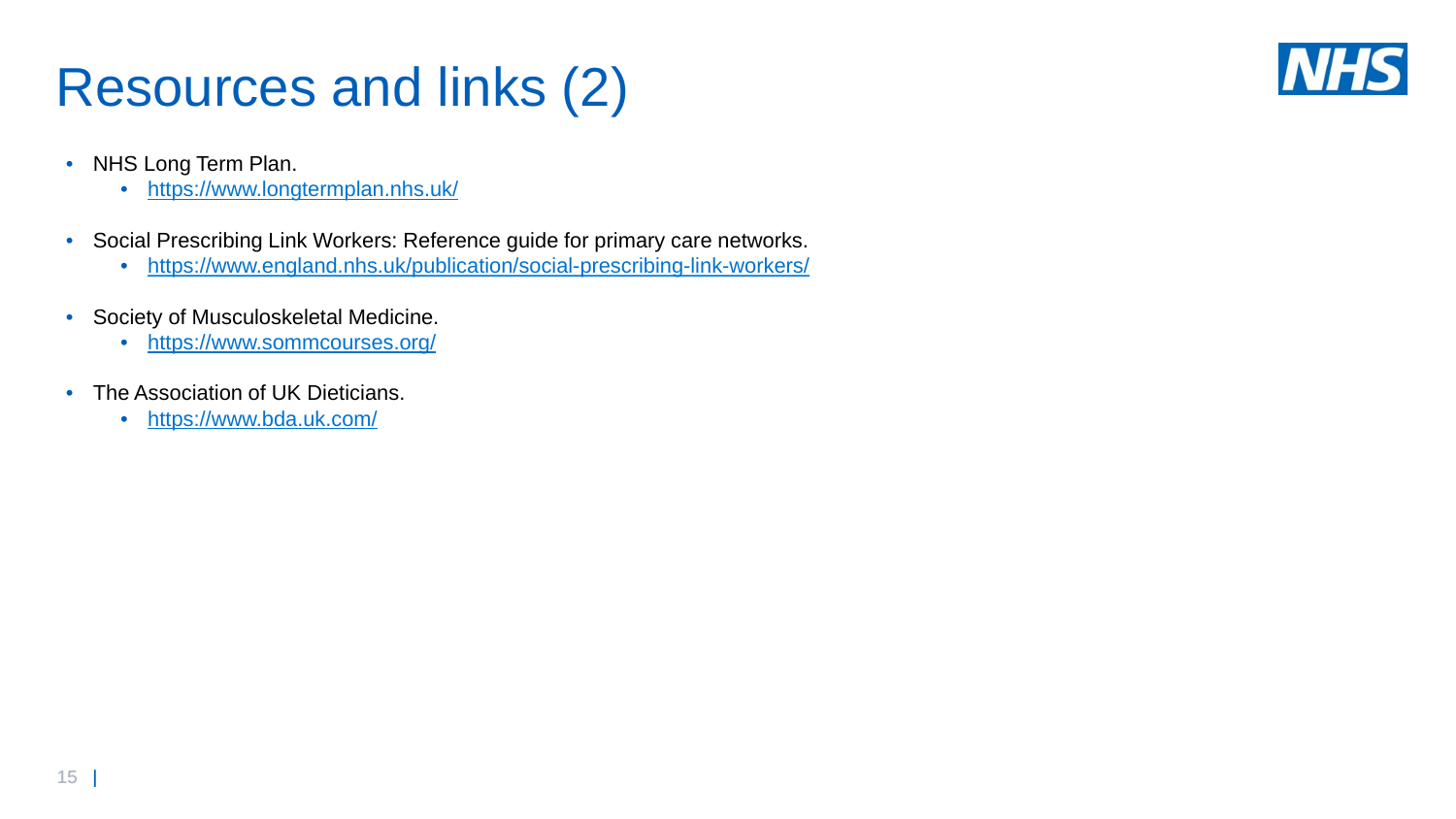# Resources and links (2)

- NHS Long Term Plan.
  - https://www.longtermplan.nhs.uk/
- Social Prescribing Link Workers: Reference guide for primary care networks.
  - https://www.england.nhs.uk/publication/social-prescribing-link-workers/
- Society of Musculoskeletal Medicine.
  - https://www.sommcourses.org/
- The Association of UK Dieticians.
  - https://www.bda.uk.com/